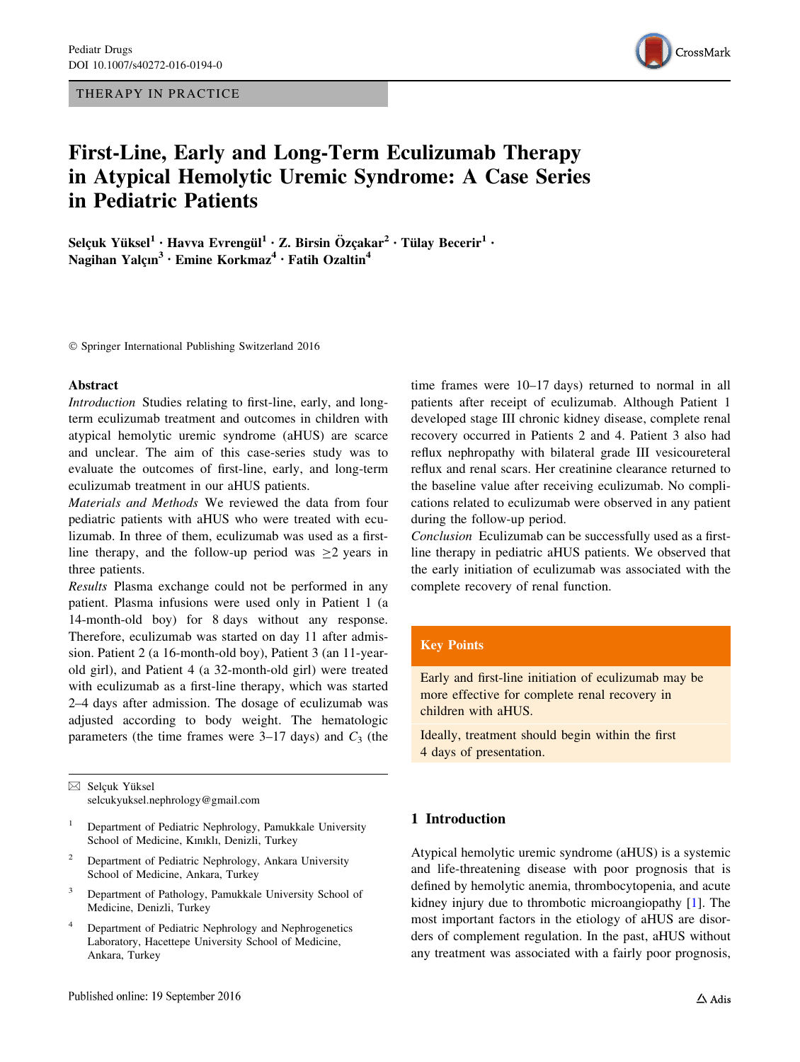THERAPY IN PRACTICE

# First-Line, Early and Long-Term Eculizumab Therapy in Atypical Hemolytic Uremic Syndrome: A Case Series in Pediatric Patients

**Selçuk Yüksel[1] · Havva Evrengül[1] · Z. Birsin Özçakar[2] · Tülay Becerir[1] · Nagihan Yalçın[3] · Emine Korkmaz[4] · Fatih Ozaltin[4]**

© Springer International Publishing Switzerland 2016

## Abstract

*Introduction* Studies relating to first-line, early, and long-term eculizumab treatment and outcomes in children with atypical hemolytic uremic syndrome (aHUS) are scarce and unclear. The aim of this case-series study was to evaluate the outcomes of first-line, early, and long-term eculizumab treatment in our aHUS patients.

*Materials and Methods* We reviewed the data from four pediatric patients with aHUS who were treated with eculizumab. In three of them, eculizumab was used as a first-line therapy, and the follow-up period was ≥2 years in three patients.

*Results* Plasma exchange could not be performed in any patient. Plasma infusions were used only in Patient 1 (a 14-month-old boy) for 8 days without any response. Therefore, eculizumab was started on day 11 after admission. Patient 2 (a 16-month-old boy), Patient 3 (an 11-year-old girl), and Patient 4 (a 32-month-old girl) were treated with eculizumab as a first-line therapy, which was started 2–4 days after admission. The dosage of eculizumab was adjusted according to body weight. The hematologic parameters (the time frames were 3–17 days) and $C_3$ (the time frames were 10–17 days) returned to normal in all patients after receipt of eculizumab. Although Patient 1 developed stage III chronic kidney disease, complete renal recovery occurred in Patients 2 and 4. Patient 3 also had reflux nephropathy with bilateral grade III vesicoureteral reflux and renal scars. Her creatinine clearance returned to the baseline value after receiving eculizumab. No complications related to eculizumab were observed in any patient during the follow-up period.

*Conclusion* Eculizumab can be successfully used as a first-line therapy in pediatric aHUS patients. We observed that the early initiation of eculizumab was associated with the complete recovery of renal function.

**Key Points**

Early and first-line initiation of eculizumab may be more effective for complete renal recovery in children with aHUS.

Ideally, treatment should begin within the first 4 days of presentation.

✉ Selçuk Yüksel
selcukyuksel.nephrology@gmail.com

[1] Department of Pediatric Nephrology, Pamukkale University School of Medicine, Kınıklı, Denizli, Turkey

[2] Department of Pediatric Nephrology, Ankara University School of Medicine, Ankara, Turkey

[3] Department of Pathology, Pamukkale University School of Medicine, Denizli, Turkey

[4] Department of Pediatric Nephrology and Nephrogenetics Laboratory, Hacettepe University School of Medicine, Ankara, Turkey

Published online: 19 September 2016

## 1 Introduction

Atypical hemolytic uremic syndrome (aHUS) is a systemic and life-threatening disease with poor prognosis that is defined by hemolytic anemia, thrombocytopenia, and acute kidney injury due to thrombotic microangiopathy [1]. The most important factors in the etiology of aHUS are disorders of complement regulation. In the past, aHUS without any treatment was associated with a fairly poor prognosis,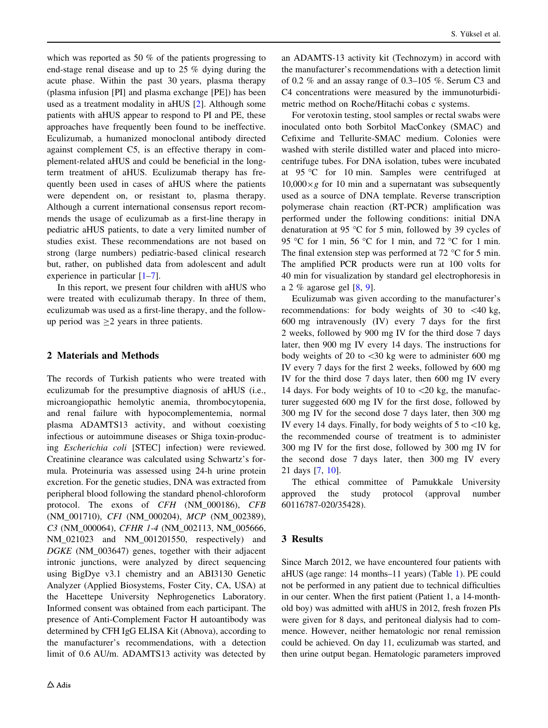which was reported as 50 % of the patients progressing to end-stage renal disease and up to 25 % dying during the acute phase. Within the past 30 years, plasma therapy (plasma infusion [PI] and plasma exchange [PE]) has been used as a treatment modality in aHUS [2]. Although some patients with aHUS appear to respond to PI and PE, these approaches have frequently been found to be ineffective. Eculizumab, a humanized monoclonal antibody directed against complement C5, is an effective therapy in complement-related aHUS and could be beneficial in the long-term treatment of aHUS. Eculizumab therapy has frequently been used in cases of aHUS where the patients were dependent on, or resistant to, plasma therapy. Although a current international consensus report recommends the usage of eculizumab as a first-line therapy in pediatric aHUS patients, to date a very limited number of studies exist. These recommendations are not based on strong (large numbers) pediatric-based clinical research but, rather, on published data from adolescent and adult experience in particular [1–7].

In this report, we present four children with aHUS who were treated with eculizumab therapy. In three of them, eculizumab was used as a first-line therapy, and the follow-up period was ≥2 years in three patients.

## 2 Materials and Methods

The records of Turkish patients who were treated with eculizumab for the presumptive diagnosis of aHUS (i.e., microangiopathic hemolytic anemia, thrombocytopenia, and renal failure with hypocomplementemia, normal plasma ADAMTS13 activity, and without coexisting infectious or autoimmune diseases or Shiga toxin-producing *Escherichia coli* [STEC] infection) were reviewed. Creatinine clearance was calculated using Schwartz's formula. Proteinuria was assessed using 24-h urine protein excretion. For the genetic studies, DNA was extracted from peripheral blood following the standard phenol-chloroform protocol. The exons of *CFH* (NM_000186), *CFB* (NM_001710), *CFI* (NM_000204), *MCP* (NM_002389), *C3* (NM_000064), *CFHR 1-4* (NM_002113, NM_005666, NM_021023 and NM_001201550, respectively) and *DGKE* (NM_003647) genes, together with their adjacent intronic junctions, were analyzed by direct sequencing using BigDye v3.1 chemistry and an ABI3130 Genetic Analyzer (Applied Biosystems, Foster City, CA, USA) at the Hacettepe University Nephrogenetics Laboratory. Informed consent was obtained from each participant. The presence of Anti-Complement Factor H autoantibody was determined by CFH IgG ELISA Kit (Abnova), according to the manufacturer's recommendations, with a detection limit of 0.6 AU/m. ADAMTS13 activity was detected by an ADAMTS-13 activity kit (Technozym) in accord with the manufacturer's recommendations with a detection limit of 0.2 % and an assay range of 0.3–105 %. Serum C3 and C4 concentrations were measured by the immunoturbidimetric method on Roche/Hitachi cobas c systems.

For verotoxin testing, stool samples or rectal swabs were inoculated onto both Sorbitol MacConkey (SMAC) and Cefixime and Tellurite-SMAC medium. Colonies were washed with sterile distilled water and placed into microcentrifuge tubes. For DNA isolation, tubes were incubated at 95 °C for 10 min. Samples were centrifuged at $10{,}000 \times g$ for 10 min and a supernatant was subsequently used as a source of DNA template. Reverse transcription polymerase chain reaction (RT-PCR) amplification was performed under the following conditions: initial DNA denaturation at 95 °C for 5 min, followed by 39 cycles of 95 °C for 1 min, 56 °C for 1 min, and 72 °C for 1 min. The final extension step was performed at 72 °C for 5 min. The amplified PCR products were run at 100 volts for 40 min for visualization by standard gel electrophoresis in a 2 % agarose gel [8, 9].

Eculizumab was given according to the manufacturer's recommendations: for body weights of 30 to <40 kg, 600 mg intravenously (IV) every 7 days for the first 2 weeks, followed by 900 mg IV for the third dose 7 days later, then 900 mg IV every 14 days. The instructions for body weights of 20 to <30 kg were to administer 600 mg IV every 7 days for the first 2 weeks, followed by 600 mg IV for the third dose 7 days later, then 600 mg IV every 14 days. For body weights of 10 to <20 kg, the manufacturer suggested 600 mg IV for the first dose, followed by 300 mg IV for the second dose 7 days later, then 300 mg IV every 14 days. Finally, for body weights of 5 to <10 kg, the recommended course of treatment is to administer 300 mg IV for the first dose, followed by 300 mg IV for the second dose 7 days later, then 300 mg IV every 21 days [7, 10].

The ethical committee of Pamukkale University approved the study protocol (approval number 60116787-020/35428).

## 3 Results

Since March 2012, we have encountered four patients with aHUS (age range: 14 months–11 years) (Table 1). PE could not be performed in any patient due to technical difficulties in our center. When the first patient (Patient 1, a 14-month-old boy) was admitted with aHUS in 2012, fresh frozen PIs were given for 8 days, and peritoneal dialysis had to commence. However, neither hematologic nor renal remission could be achieved. On day 11, eculizumab was started, and then urine output began. Hematologic parameters improved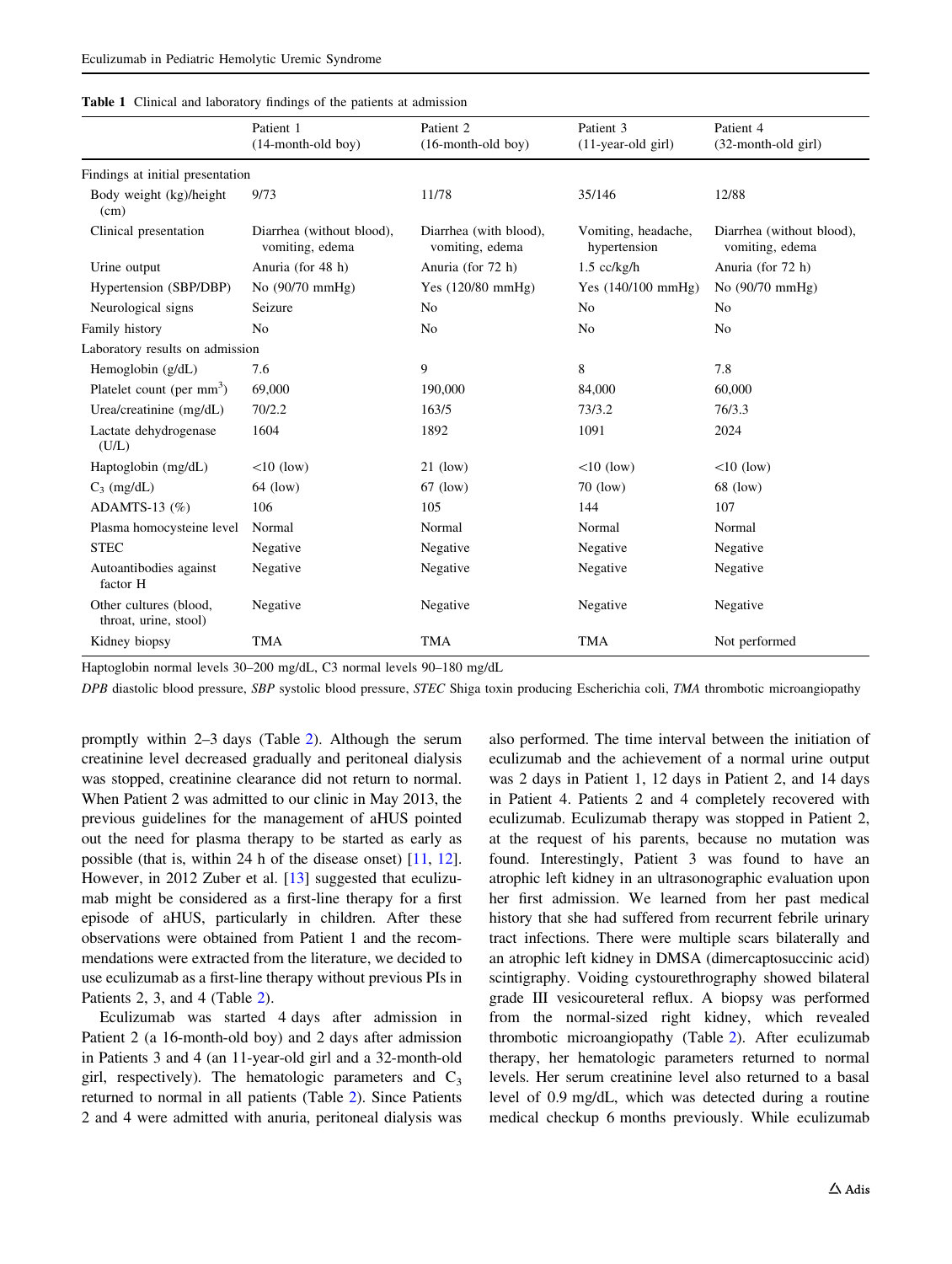**Table 1** Clinical and laboratory findings of the patients at admission

| | Patient 1 (14-month-old boy) | Patient 2 (16-month-old boy) | Patient 3 (11-year-old girl) | Patient 4 (32-month-old girl) |
|---|---|---|---|---|
| Findings at initial presentation | | | | |
| Body weight (kg)/height (cm) | 9/73 | 11/78 | 35/146 | 12/88 |
| Clinical presentation | Diarrhea (without blood), vomiting, edema | Diarrhea (with blood), vomiting, edema | Vomiting, headache, hypertension | Diarrhea (without blood), vomiting, edema |
| Urine output | Anuria (for 48 h) | Anuria (for 72 h) | 1.5 cc/kg/h | Anuria (for 72 h) |
| Hypertension (SBP/DBP) | No (90/70 mmHg) | Yes (120/80 mmHg) | Yes (140/100 mmHg) | No (90/70 mmHg) |
| Neurological signs | Seizure | No | No | No |
| Family history | No | No | No | No |
| Laboratory results on admission | | | | |
| Hemoglobin (g/dL) | 7.6 | 9 | 8 | 7.8 |
| Platelet count (per $mm^3$) | 69,000 | 190,000 | 84,000 | 60,000 |
| Urea/creatinine (mg/dL) | 70/2.2 | 163/5 | 73/3.2 | 76/3.3 |
| Lactate dehydrogenase (U/L) | 1604 | 1892 | 1091 | 2024 |
| Haptoglobin (mg/dL) | <10 (low) | 21 (low) | <10 (low) | <10 (low) |
| $C_3$ (mg/dL) | 64 (low) | 67 (low) | 70 (low) | 68 (low) |
| ADAMTS-13 (%) | 106 | 105 | 144 | 107 |
| Plasma homocysteine level | Normal | Normal | Normal | Normal |
| STEC | Negative | Negative | Negative | Negative |
| Autoantibodies against factor H | Negative | Negative | Negative | Negative |
| Other cultures (blood, throat, urine, stool) | Negative | Negative | Negative | Negative |
| Kidney biopsy | TMA | TMA | TMA | Not performed |

Haptoglobin normal levels 30–200 mg/dL, C3 normal levels 90–180 mg/dL

*DPB* diastolic blood pressure, *SBP* systolic blood pressure, *STEC* Shiga toxin producing Escherichia coli, *TMA* thrombotic microangiopathy

promptly within 2–3 days (Table 2). Although the serum creatinine level decreased gradually and peritoneal dialysis was stopped, creatinine clearance did not return to normal. When Patient 2 was admitted to our clinic in May 2013, the previous guidelines for the management of aHUS pointed out the need for plasma therapy to be started as early as possible (that is, within 24 h of the disease onset) [11, 12]. However, in 2012 Zuber et al. [13] suggested that eculizumab might be considered as a first-line therapy for a first episode of aHUS, particularly in children. After these observations were obtained from Patient 1 and the recommendations were extracted from the literature, we decided to use eculizumab as a first-line therapy without previous PIs in Patients 2, 3, and 4 (Table 2).

Eculizumab was started 4 days after admission in Patient 2 (a 16-month-old boy) and 2 days after admission in Patients 3 and 4 (an 11-year-old girl and a 32-month-old girl, respectively). The hematologic parameters and $C_3$ returned to normal in all patients (Table 2). Since Patients 2 and 4 were admitted with anuria, peritoneal dialysis was also performed. The time interval between the initiation of eculizumab and the achievement of a normal urine output was 2 days in Patient 1, 12 days in Patient 2, and 14 days in Patient 4. Patients 2 and 4 completely recovered with eculizumab. Eculizumab therapy was stopped in Patient 2, at the request of his parents, because no mutation was found. Interestingly, Patient 3 was found to have an atrophic left kidney in an ultrasonographic evaluation upon her first admission. We learned from her past medical history that she had suffered from recurrent febrile urinary tract infections. There were multiple scars bilaterally and an atrophic left kidney in DMSA (dimercaptosuccinic acid) scintigraphy. Voiding cystourethrography showed bilateral grade III vesicoureteral reflux. A biopsy was performed from the normal-sized right kidney, which revealed thrombotic microangiopathy (Table 2). After eculizumab therapy, her hematologic parameters returned to normal levels. Her serum creatinine level also returned to a basal level of 0.9 mg/dL, which was detected during a routine medical checkup 6 months previously. While eculizumab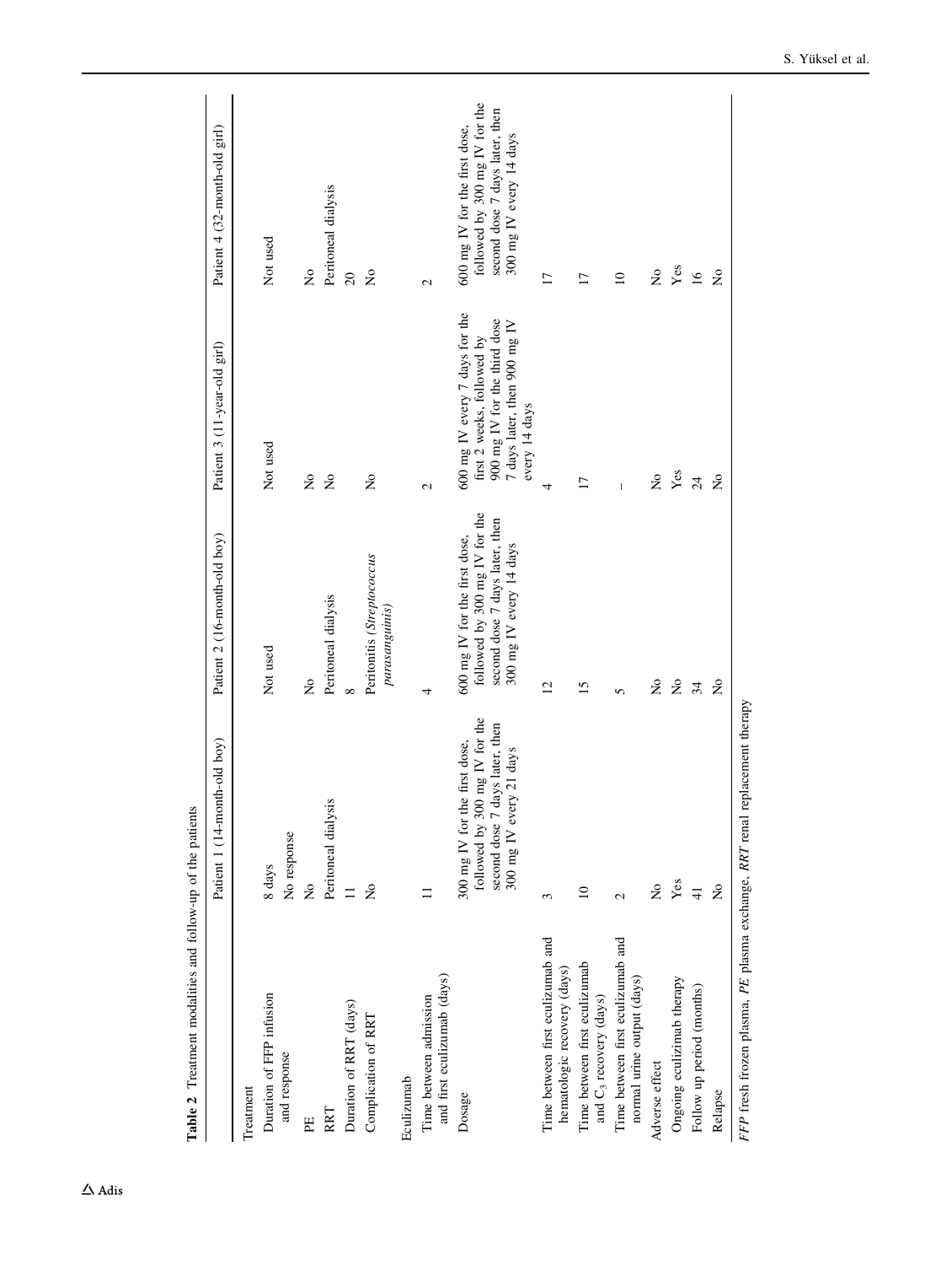**Table 2** Treatment modalities and follow-up of the patients

| | Patient 1 (14-month-old boy) | Patient 2 (16-month-old boy) | Patient 3 (11-year-old girl) | Patient 4 (32-month-old girl) |
|---|---|---|---|---|
| Treatment | | | | |
| Duration of FFP infusion and response | 8 days<br>No response | Not used | Not used | Not used |
| PE | No | No | No | No |
| RRT | Peritoneal dialysis | Peritoneal dialysis | No | Peritoneal dialysis |
| Duration of RRT (days) | 11 | 8 | | 20 |
| Complication of RRT | No | Peritonitis (*Streptococcus parasanguinis*) | No | No |
| Eculizumab | | | | |
| Time between admission and first eculizumab (days) | 11 | 4 | 2 | 2 |
| Dosage | 300 mg IV for the first dose, followed by 300 mg IV for the second dose 7 days later, then 300 mg IV every 21 days | 600 mg IV for the first dose, followed by 300 mg IV for the second dose 7 days later, then 300 mg IV every 14 days | 600 mg IV every 7 days for the first 2 weeks, followed by 900 mg IV for the third dose 7 days later, then 900 mg IV every 14 days | 600 mg IV for the first dose, followed by 300 mg IV for the second dose 7 days later, then 300 mg IV every 14 days |
| Time between first eculizumab and hematologic recovery (days) | 3 | 12 | 4 | 17 |
| Time between first eculizumab and $C_3$ recovery (days) | 10 | 15 | 17 | 17 |
| Time between first eculizumab and normal urine output (days) | 2 | 5 | – | 10 |
| Adverse effect | No | No | No | No |
| Ongoing eculizimab therapy | Yes | No | Yes | Yes |
| Follow up period (months) | 41 | 34 | 24 | 16 |
| Relapse | No | No | No | No |

*FFP* fresh frozen plasma, *PE* plasma exchange, *RRT* renal replacement therapy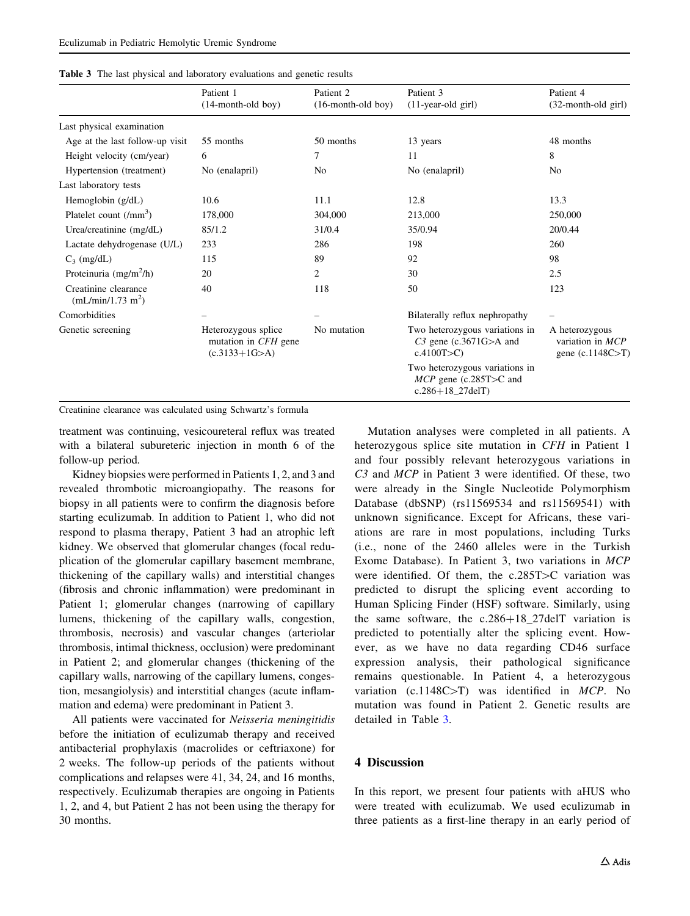**Table 3** The last physical and laboratory evaluations and genetic results

| | Patient 1 (14-month-old boy) | Patient 2 (16-month-old boy) | Patient 3 (11-year-old girl) | Patient 4 (32-month-old girl) |
|---|---|---|---|---|
| Last physical examination | | | | |
| Age at the last follow-up visit | 55 months | 50 months | 13 years | 48 months |
| Height velocity (cm/year) | 6 | 7 | 11 | 8 |
| Hypertension (treatment) | No (enalapril) | No | No (enalapril) | No |
| Last laboratory tests | | | | |
| Hemoglobin (g/dL) | 10.6 | 11.1 | 12.8 | 13.3 |
| Platelet count (/mm$^3$) | 178,000 | 304,000 | 213,000 | 250,000 |
| Urea/creatinine (mg/dL) | 85/1.2 | 31/0.4 | 35/0.94 | 20/0.44 |
| Lactate dehydrogenase (U/L) | 233 | 286 | 198 | 260 |
| $C_3$ (mg/dL) | 115 | 89 | 92 | 98 |
| Proteinuria (mg/m$^2$/h) | 20 | 2 | 30 | 2.5 |
| Creatinine clearance (mL/min/1.73 m$^2$) | 40 | 118 | 50 | 123 |
| Comorbidities | – | – | Bilaterally reflux nephropathy | – |
| Genetic screening | Heterozygous splice mutation in *CFH* gene (c.3133+1G>A) | No mutation | Two heterozygous variations in *C3* gene (c.3671G>A and c.4100T>C)<br>Two heterozygous variations in *MCP* gene (c.285T>C and c.286+18_27delT) | A heterozygous variation in *MCP* gene (c.1148C>T) |

Creatinine clearance was calculated using Schwartz's formula

treatment was continuing, vesicoureteral reflux was treated with a bilateral subureteric injection in month 6 of the follow-up period.

Kidney biopsies were performed in Patients 1, 2, and 3 and revealed thrombotic microangiopathy. The reasons for biopsy in all patients were to confirm the diagnosis before starting eculizumab. In addition to Patient 1, who did not respond to plasma therapy, Patient 3 had an atrophic left kidney. We observed that glomerular changes (focal reduplication of the glomerular capillary basement membrane, thickening of the capillary walls) and interstitial changes (fibrosis and chronic inflammation) were predominant in Patient 1; glomerular changes (narrowing of capillary lumens, thickening of the capillary walls, congestion, thrombosis, necrosis) and vascular changes (arteriolar thrombosis, intimal thickness, occlusion) were predominant in Patient 2; and glomerular changes (thickening of the capillary walls, narrowing of the capillary lumens, congestion, mesangiolysis) and interstitial changes (acute inflammation and edema) were predominant in Patient 3.

All patients were vaccinated for *Neisseria meningitidis* before the initiation of eculizumab therapy and received antibacterial prophylaxis (macrolides or ceftriaxone) for 2 weeks. The follow-up periods of the patients without complications and relapses were 41, 34, 24, and 16 months, respectively. Eculizumab therapies are ongoing in Patients 1, 2, and 4, but Patient 2 has not been using the therapy for 30 months.

Mutation analyses were completed in all patients. A heterozygous splice site mutation in *CFH* in Patient 1 and four possibly relevant heterozygous variations in *C3* and *MCP* in Patient 3 were identified. Of these, two were already in the Single Nucleotide Polymorphism Database (dbSNP) (rs11569534 and rs11569541) with unknown significance. Except for Africans, these variations are rare in most populations, including Turks (i.e., none of the 2460 alleles were in the Turkish Exome Database). In Patient 3, two variations in *MCP* were identified. Of them, the c.285T>C variation was predicted to disrupt the splicing event according to Human Splicing Finder (HSF) software. Similarly, using the same software, the c.286+18_27delT variation is predicted to potentially alter the splicing event. However, as we have no data regarding CD46 surface expression analysis, their pathological significance remains questionable. In Patient 4, a heterozygous variation (c.1148C>T) was identified in *MCP*. No mutation was found in Patient 2. Genetic results are detailed in Table 3.

## 4 Discussion

In this report, we present four patients with aHUS who were treated with eculizumab. We used eculizumab in three patients as a first-line therapy in an early period of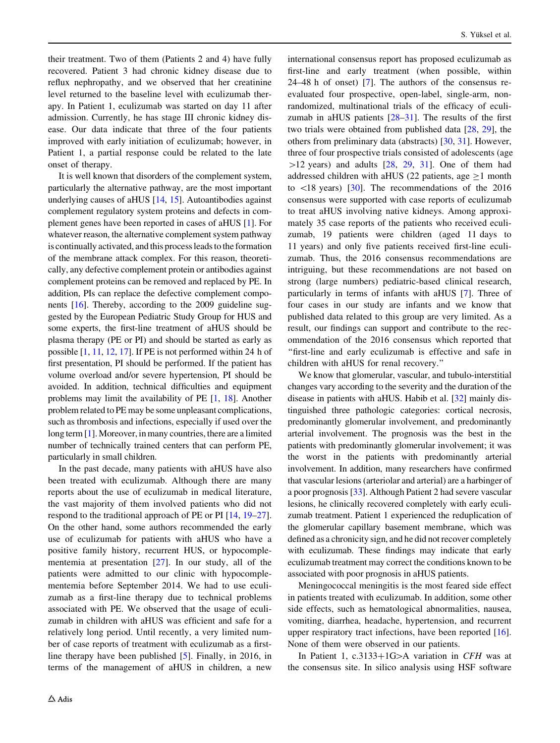their treatment. Two of them (Patients 2 and 4) have fully recovered. Patient 3 had chronic kidney disease due to reflux nephropathy, and we observed that her creatinine level returned to the baseline level with eculizumab therapy. In Patient 1, eculizumab was started on day 11 after admission. Currently, he has stage III chronic kidney disease. Our data indicate that three of the four patients improved with early initiation of eculizumab; however, in Patient 1, a partial response could be related to the late onset of therapy.

It is well known that disorders of the complement system, particularly the alternative pathway, are the most important underlying causes of aHUS [14, 15]. Autoantibodies against complement regulatory system proteins and defects in complement genes have been reported in cases of aHUS [1]. For whatever reason, the alternative complement system pathway is continually activated, and this process leads to the formation of the membrane attack complex. For this reason, theoretically, any defective complement protein or antibodies against complement proteins can be removed and replaced by PE. In addition, PIs can replace the defective complement components [16]. Thereby, according to the 2009 guideline suggested by the European Pediatric Study Group for HUS and some experts, the first-line treatment of aHUS should be plasma therapy (PE or PI) and should be started as early as possible [1, 11, 12, 17]. If PE is not performed within 24 h of first presentation, PI should be performed. If the patient has volume overload and/or severe hypertension, PI should be avoided. In addition, technical difficulties and equipment problems may limit the availability of PE [1, 18]. Another problem related to PE may be some unpleasant complications, such as thrombosis and infections, especially if used over the long term [1]. Moreover, in many countries, there are a limited number of technically trained centers that can perform PE, particularly in small children.

In the past decade, many patients with aHUS have also been treated with eculizumab. Although there are many reports about the use of eculizumab in medical literature, the vast majority of them involved patients who did not respond to the traditional approach of PE or PI [14, 19–27]. On the other hand, some authors recommended the early use of eculizumab for patients with aHUS who have a positive family history, recurrent HUS, or hypocomplementemia at presentation [27]. In our study, all of the patients were admitted to our clinic with hypocomplementemia before September 2014. We had to use eculizumab as a first-line therapy due to technical problems associated with PE. We observed that the usage of eculizumab in children with aHUS was efficient and safe for a relatively long period. Until recently, a very limited number of case reports of treatment with eculizumab as a first-line therapy have been published [5]. Finally, in 2016, in terms of the management of aHUS in children, a new international consensus report has proposed eculizumab as first-line and early treatment (when possible, within 24–48 h of onset) [7]. The authors of the consensus re-evaluated four prospective, open-label, single-arm, non-randomized, multinational trials of the efficacy of eculizumab in aHUS patients [28–31]. The results of the first two trials were obtained from published data [28, 29], the others from preliminary data (abstracts) [30, 31]. However, three of four prospective trials consisted of adolescents (age >12 years) and adults [28, 29, 31]. One of them had addressed children with aHUS (22 patients, age ≥1 month to <18 years) [30]. The recommendations of the 2016 consensus were supported with case reports of eculizumab to treat aHUS involving native kidneys. Among approximately 35 case reports of the patients who received eculizumab, 19 patients were children (aged 11 days to 11 years) and only five patients received first-line eculizumab. Thus, the 2016 consensus recommendations are intriguing, but these recommendations are not based on strong (large numbers) pediatric-based clinical research, particularly in terms of infants with aHUS [7]. Three of four cases in our study are infants and we know that published data related to this group are very limited. As a result, our findings can support and contribute to the recommendation of the 2016 consensus which reported that "first-line and early eculizumab is effective and safe in children with aHUS for renal recovery."

We know that glomerular, vascular, and tubulo-interstitial changes vary according to the severity and the duration of the disease in patients with aHUS. Habib et al. [32] mainly distinguished three pathologic categories: cortical necrosis, predominantly glomerular involvement, and predominantly arterial involvement. The prognosis was the best in the patients with predominantly glomerular involvement; it was the worst in the patients with predominantly arterial involvement. In addition, many researchers have confirmed that vascular lesions (arteriolar and arterial) are a harbinger of a poor prognosis [33]. Although Patient 2 had severe vascular lesions, he clinically recovered completely with early eculizumab treatment. Patient 1 experienced the reduplication of the glomerular capillary basement membrane, which was defined as a chronicity sign, and he did not recover completely with eculizumab. These findings may indicate that early eculizumab treatment may correct the conditions known to be associated with poor prognosis in aHUS patients.

Meningococcal meningitis is the most feared side effect in patients treated with eculizumab. In addition, some other side effects, such as hematological abnormalities, nausea, vomiting, diarrhea, headache, hypertension, and recurrent upper respiratory tract infections, have been reported [16]. None of them were observed in our patients.

In Patient 1, c.3133+1G>A variation in *CFH* was at the consensus site. In silico analysis using HSF software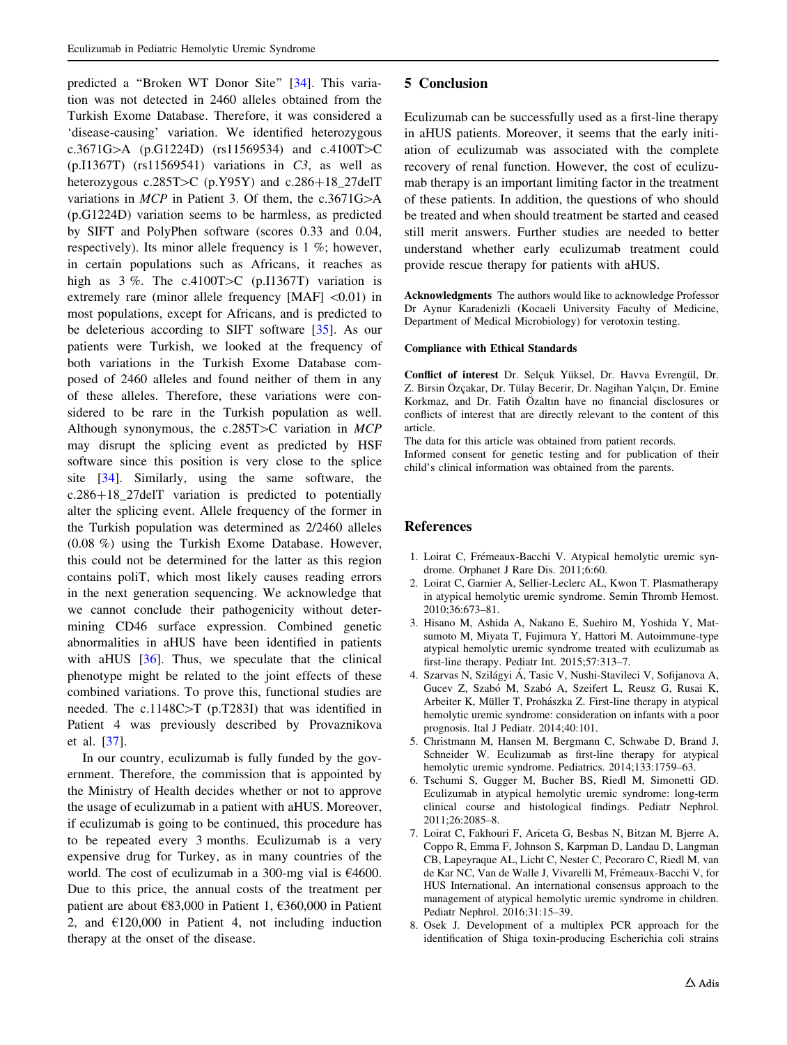predicted a "Broken WT Donor Site" [34]. This variation was not detected in 2460 alleles obtained from the Turkish Exome Database. Therefore, it was considered a 'disease-causing' variation. We identified heterozygous c.3671G>A (p.G1224D) (rs11569534) and c.4100T>C (p.I1367T) (rs11569541) variations in *C3*, as well as heterozygous c.285T>C (p.Y95Y) and c.286+18_27delT variations in *MCP* in Patient 3. Of them, the c.3671G>A (p.G1224D) variation seems to be harmless, as predicted by SIFT and PolyPhen software (scores 0.33 and 0.04, respectively). Its minor allele frequency is 1 %; however, in certain populations such as Africans, it reaches as high as 3 %. The c.4100T>C (p.I1367T) variation is extremely rare (minor allele frequency [MAF] <0.01) in most populations, except for Africans, and is predicted to be deleterious according to SIFT software [35]. As our patients were Turkish, we looked at the frequency of both variations in the Turkish Exome Database composed of 2460 alleles and found neither of them in any of these alleles. Therefore, these variations were considered to be rare in the Turkish population as well. Although synonymous, the c.285T>C variation in *MCP* may disrupt the splicing event as predicted by HSF software since this position is very close to the splice site [34]. Similarly, using the same software, the c.286+18_27delT variation is predicted to potentially alter the splicing event. Allele frequency of the former in the Turkish population was determined as 2/2460 alleles (0.08 %) using the Turkish Exome Database. However, this could not be determined for the latter as this region contains poliT, which most likely causes reading errors in the next generation sequencing. We acknowledge that we cannot conclude their pathogenicity without determining CD46 surface expression. Combined genetic abnormalities in aHUS have been identified in patients with aHUS [36]. Thus, we speculate that the clinical phenotype might be related to the joint effects of these combined variations. To prove this, functional studies are needed. The c.1148C>T (p.T283I) that was identified in Patient 4 was previously described by Provaznikova et al. [37].

In our country, eculizumab is fully funded by the government. Therefore, the commission that is appointed by the Ministry of Health decides whether or not to approve the usage of eculizumab in a patient with aHUS. Moreover, if eculizumab is going to be continued, this procedure has to be repeated every 3 months. Eculizumab is a very expensive drug for Turkey, as in many countries of the world. The cost of eculizumab in a 300-mg vial is €4600. Due to this price, the annual costs of the treatment per patient are about €83,000 in Patient 1, €360,000 in Patient 2, and €120,000 in Patient 4, not including induction therapy at the onset of the disease.

## 5 Conclusion

Eculizumab can be successfully used as a first-line therapy in aHUS patients. Moreover, it seems that the early initiation of eculizumab was associated with the complete recovery of renal function. However, the cost of eculizumab therapy is an important limiting factor in the treatment of these patients. In addition, the questions of who should be treated and when should treatment be started and ceased still merit answers. Further studies are needed to better understand whether early eculizumab treatment could provide rescue therapy for patients with aHUS.

**Acknowledgments** The authors would like to acknowledge Professor Dr Aynur Karadenizli (Kocaeli University Faculty of Medicine, Department of Medical Microbiology) for verotoxin testing.

**Compliance with Ethical Standards**

**Conflict of interest** Dr. Selçuk Yüksel, Dr. Havva Evrengül, Dr. Z. Birsin Özçakar, Dr. Tülay Becerir, Dr. Nagihan Yalçın, Dr. Emine Korkmaz, and Dr. Fatih Özaltın have no financial disclosures or conflicts of interest that are directly relevant to the content of this article.

The data for this article was obtained from patient records.

Informed consent for genetic testing and for publication of their child's clinical information was obtained from the parents.

## References

1. Loirat C, Frémeaux-Bacchi V. Atypical hemolytic uremic syndrome. Orphanet J Rare Dis. 2011;6:60.
2. Loirat C, Garnier A, Sellier-Leclerc AL, Kwon T. Plasmatherapy in atypical hemolytic uremic syndrome. Semin Thromb Hemost. 2010;36:673–81.
3. Hisano M, Ashida A, Nakano E, Suehiro M, Yoshida Y, Matsumoto M, Miyata T, Fujimura Y, Hattori M. Autoimmune-type atypical hemolytic uremic syndrome treated with eculizumab as first-line therapy. Pediatr Int. 2015;57:313–7.
4. Szarvas N, Szilágyi Á, Tasic V, Nushi-Stavileci V, Sofijanova A, Gucev Z, Szabó M, Szabó A, Szeifert L, Reusz G, Rusai K, Arbeiter K, Müller T, Prohászka Z. First-line therapy in atypical hemolytic uremic syndrome: consideration on infants with a poor prognosis. Ital J Pediatr. 2014;40:101.
5. Christmann M, Hansen M, Bergmann C, Schwabe D, Brand J, Schneider W. Eculizumab as first-line therapy for atypical hemolytic uremic syndrome. Pediatrics. 2014;133:1759–63.
6. Tschumi S, Gugger M, Bucher BS, Riedl M, Simonetti GD. Eculizumab in atypical hemolytic uremic syndrome: long-term clinical course and histological findings. Pediatr Nephrol. 2011;26:2085–8.
7. Loirat C, Fakhouri F, Ariceta G, Besbas N, Bitzan M, Bjerre A, Coppo R, Emma F, Johnson S, Karpman D, Landau D, Langman CB, Lapeyraque AL, Licht C, Nester C, Pecoraro C, Riedl M, van de Kar NC, Van de Walle J, Vivarelli M, Frémeaux-Bacchi V, for HUS International. An international consensus approach to the management of atypical hemolytic uremic syndrome in children. Pediatr Nephrol. 2016;31:15–39.
8. Osek J. Development of a multiplex PCR approach for the identification of Shiga toxin-producing Escherichia coli strains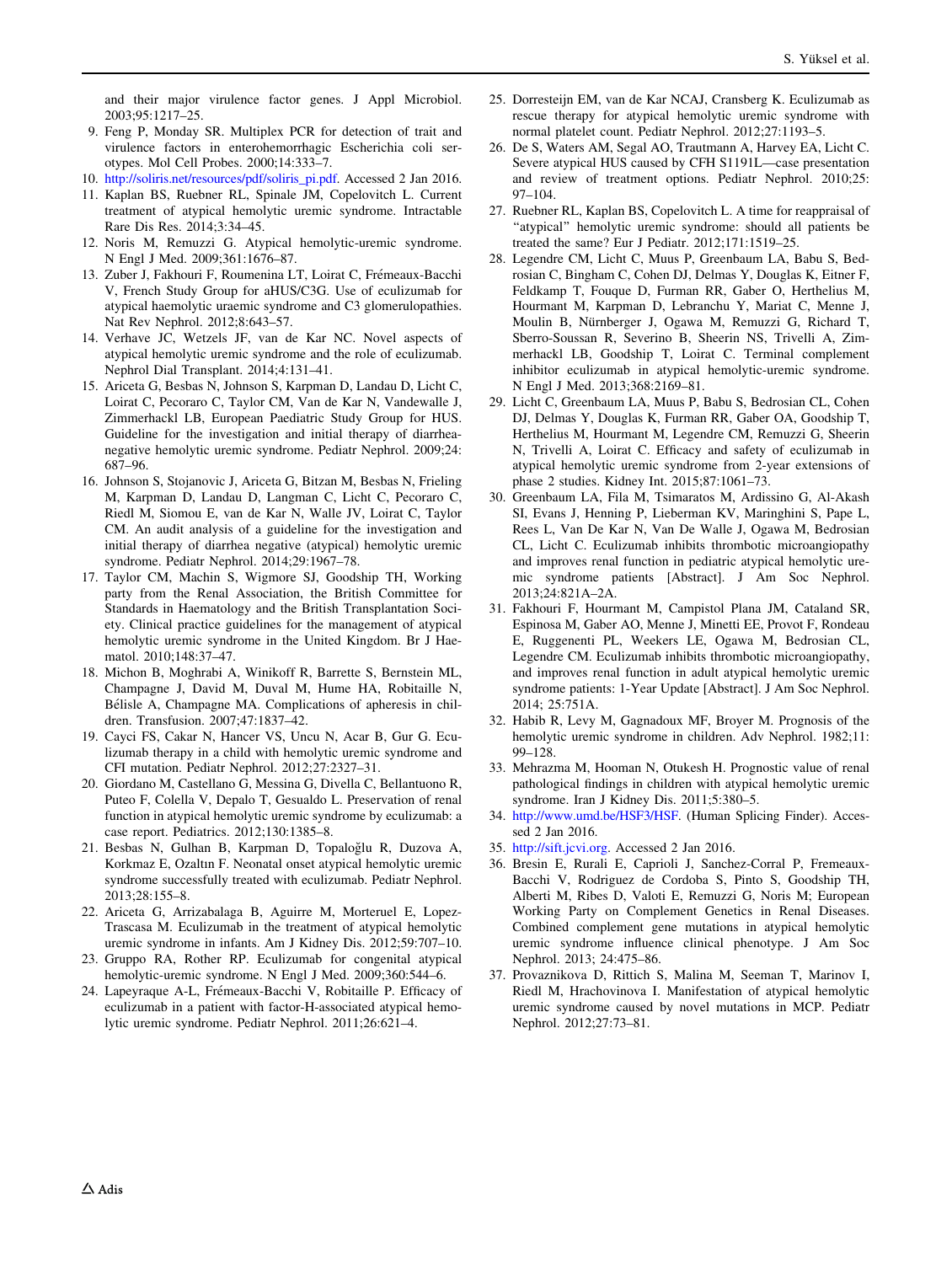and their major virulence factor genes. J Appl Microbiol. 2003;95:1217–25.

9. Feng P, Monday SR. Multiplex PCR for detection of trait and virulence factors in enterohemorrhagic Escherichia coli serotypes. Mol Cell Probes. 2000;14:333–7.
10. http://soliris.net/resources/pdf/soliris_pi.pdf. Accessed 2 Jan 2016.
11. Kaplan BS, Ruebner RL, Spinale JM, Copelovitch L. Current treatment of atypical hemolytic uremic syndrome. Intractable Rare Dis Res. 2014;3:34–45.
12. Noris M, Remuzzi G. Atypical hemolytic-uremic syndrome. N Engl J Med. 2009;361:1676–87.
13. Zuber J, Fakhouri F, Roumenina LT, Loirat C, Frémeaux-Bacchi V, French Study Group for aHUS/C3G. Use of eculizumab for atypical haemolytic uraemic syndrome and C3 glomerulopathies. Nat Rev Nephrol. 2012;8:643–57.
14. Verhave JC, Wetzels JF, van de Kar NC. Novel aspects of atypical hemolytic uremic syndrome and the role of eculizumab. Nephrol Dial Transplant. 2014;4:131–41.
15. Ariceta G, Besbas N, Johnson S, Karpman D, Landau D, Licht C, Loirat C, Pecoraro C, Taylor CM, Van de Kar N, Vandewalle J, Zimmerhackl LB, European Paediatric Study Group for HUS. Guideline for the investigation and initial therapy of diarrhea-negative hemolytic uremic syndrome. Pediatr Nephrol. 2009;24:687–96.
16. Johnson S, Stojanovic J, Ariceta G, Bitzan M, Besbas N, Frieling M, Karpman D, Landau D, Langman C, Licht C, Pecoraro C, Riedl M, Siomou E, van de Kar N, Walle JV, Loirat C, Taylor CM. An audit analysis of a guideline for the investigation and initial therapy of diarrhea negative (atypical) hemolytic uremic syndrome. Pediatr Nephrol. 2014;29:1967–78.
17. Taylor CM, Machin S, Wigmore SJ, Goodship TH, Working party from the Renal Association, the British Committee for Standards in Haematology and the British Transplantation Society. Clinical practice guidelines for the management of atypical hemolytic uremic syndrome in the United Kingdom. Br J Haematol. 2010;148:37–47.
18. Michon B, Moghrabi A, Winikoff R, Barrette S, Bernstein ML, Champagne J, David M, Duval M, Hume HA, Robitaille N, Bélisle A, Champagne MA. Complications of apheresis in children. Transfusion. 2007;47:1837–42.
19. Cayci FS, Cakar N, Hancer VS, Uncu N, Acar B, Gur G. Eculizumab therapy in a child with hemolytic uremic syndrome and CFI mutation. Pediatr Nephrol. 2012;27:2327–31.
20. Giordano M, Castellano G, Messina G, Divella C, Bellantuono R, Puteo F, Colella V, Depalo T, Gesualdo L. Preservation of renal function in atypical hemolytic uremic syndrome by eculizumab: a case report. Pediatrics. 2012;130:1385–8.
21. Besbas N, Gulhan B, Karpman D, Topaloğlu R, Duzova A, Korkmaz E, Ozaltın F. Neonatal onset atypical hemolytic uremic syndrome successfully treated with eculizumab. Pediatr Nephrol. 2013;28:155–8.
22. Ariceta G, Arrizabalaga B, Aguirre M, Morteruel E, Lopez-Trascasa M. Eculizumab in the treatment of atypical hemolytic uremic syndrome in infants. Am J Kidney Dis. 2012;59:707–10.
23. Gruppo RA, Rother RP. Eculizumab for congenital atypical hemolytic-uremic syndrome. N Engl J Med. 2009;360:544–6.
24. Lapeyraque A-L, Frémeaux-Bacchi V, Robitaille P. Efficacy of eculizumab in a patient with factor-H-associated atypical hemolytic uremic syndrome. Pediatr Nephrol. 2011;26:621–4.
25. Dorresteijn EM, van de Kar NCAJ, Cransberg K. Eculizumab as rescue therapy for atypical hemolytic uremic syndrome with normal platelet count. Pediatr Nephrol. 2012;27:1193–5.
26. De S, Waters AM, Segal AO, Trautmann A, Harvey EA, Licht C. Severe atypical HUS caused by CFH S1191L—case presentation and review of treatment options. Pediatr Nephrol. 2010;25:97–104.
27. Ruebner RL, Kaplan BS, Copelovitch L. A time for reappraisal of "atypical" hemolytic uremic syndrome: should all patients be treated the same? Eur J Pediatr. 2012;171:1519–25.
28. Legendre CM, Licht C, Muus P, Greenbaum LA, Babu S, Bedrosian C, Bingham C, Cohen DJ, Delmas Y, Douglas K, Eitner F, Feldkamp T, Fouque D, Furman RR, Gaber O, Herthelius M, Hourmant M, Karpman D, Lebranchu Y, Mariat C, Menne J, Moulin B, Nürnberger J, Ogawa M, Remuzzi G, Richard T, Sberro-Soussan R, Severino B, Sheerin NS, Trivelli A, Zimmerhackl LB, Goodship T, Loirat C. Terminal complement inhibitor eculizumab in atypical hemolytic-uremic syndrome. N Engl J Med. 2013;368:2169–81.
29. Licht C, Greenbaum LA, Muus P, Babu S, Bedrosian CL, Cohen DJ, Delmas Y, Douglas K, Furman RR, Gaber OA, Goodship T, Herthelius M, Hourmant M, Legendre CM, Remuzzi G, Sheerin N, Trivelli A, Loirat C. Efficacy and safety of eculizumab in atypical hemolytic uremic syndrome from 2-year extensions of phase 2 studies. Kidney Int. 2015;87:1061–73.
30. Greenbaum LA, Fila M, Tsimaratos M, Ardissino G, Al-Akash SI, Evans J, Henning P, Lieberman KV, Maringhini S, Pape L, Rees L, Van De Kar N, Van De Walle J, Ogawa M, Bedrosian CL, Licht C. Eculizumab inhibits thrombotic microangiopathy and improves renal function in pediatric atypical hemolytic uremic syndrome patients [Abstract]. J Am Soc Nephrol. 2013;24:821A–2A.
31. Fakhouri F, Hourmant M, Campistol Plana JM, Cataland SR, Espinosa M, Gaber AO, Menne J, Minetti EE, Provot F, Rondeau E, Ruggenenti PL, Weekers LE, Ogawa M, Bedrosian CL, Legendre CM. Eculizumab inhibits thrombotic microangiopathy, and improves renal function in adult atypical hemolytic uremic syndrome patients: 1-Year Update [Abstract]. J Am Soc Nephrol. 2014; 25:751A.
32. Habib R, Levy M, Gagnadoux MF, Broyer M. Prognosis of the hemolytic uremic syndrome in children. Adv Nephrol. 1982;11:99–128.
33. Mehrazma M, Hooman N, Otukesh H. Prognostic value of renal pathological findings in children with atypical hemolytic uremic syndrome. Iran J Kidney Dis. 2011;5:380–5.
34. http://www.umd.be/HSF3/HSF. (Human Splicing Finder). Accessed 2 Jan 2016.
35. http://sift.jcvi.org. Accessed 2 Jan 2016.
36. Bresin E, Rurali E, Caprioli J, Sanchez-Corral P, Fremeaux-Bacchi V, Rodriguez de Cordoba S, Pinto S, Goodship TH, Alberti M, Ribes D, Valoti E, Remuzzi G, Noris M; European Working Party on Complement Genetics in Renal Diseases. Combined complement gene mutations in atypical hemolytic uremic syndrome influence clinical phenotype. J Am Soc Nephrol. 2013; 24:475–86.
37. Provaznikova D, Rittich S, Malina M, Seeman T, Marinov I, Riedl M, Hrachovinova I. Manifestation of atypical hemolytic uremic syndrome caused by novel mutations in MCP. Pediatr Nephrol. 2012;27:73–81.